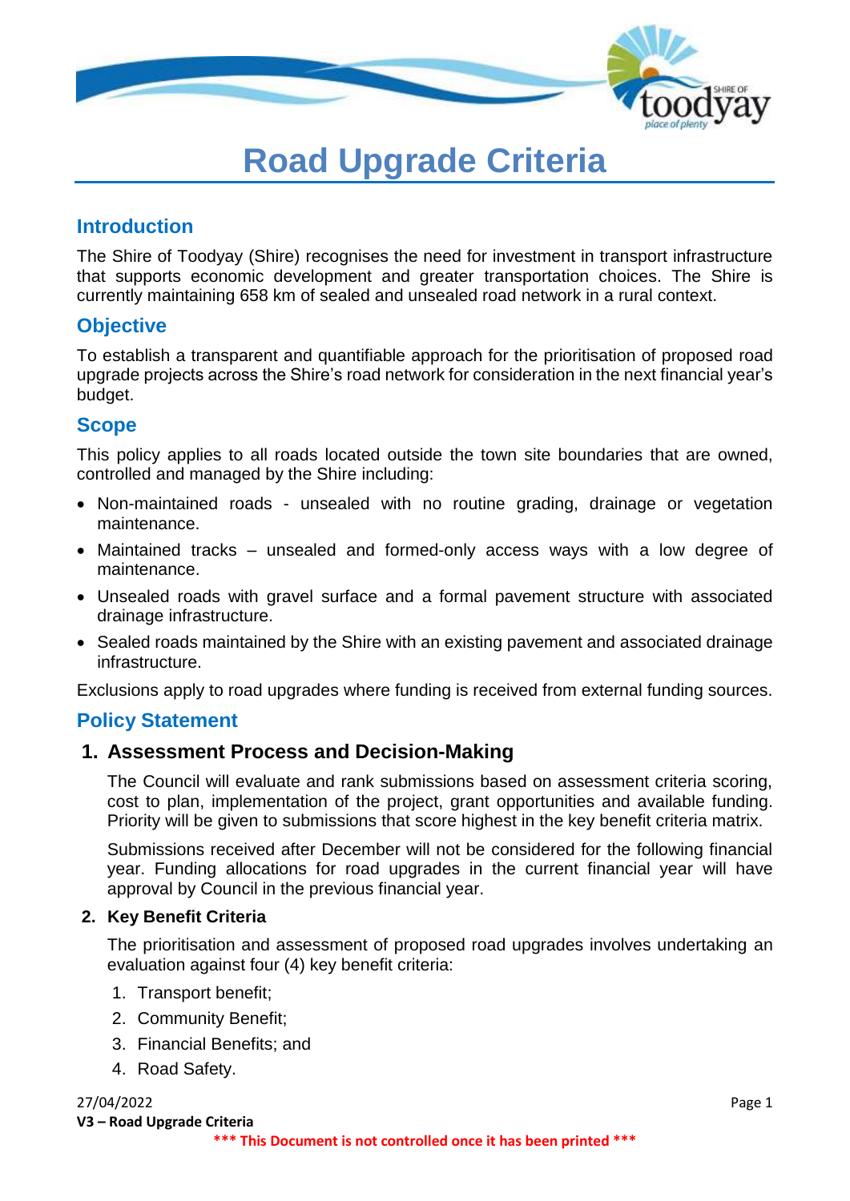# Road Upgrade Criteria

## Introduction

The Shire of Toodyay (Shire) recognises the need for investment in transport infrastructure that supports economic development and greater transportation choices. The Shire is currently maintaining 658 km of sealed and unsealed road network in a rural context.

## Objective

To establish a transparent and quantifiable approach for the prioritisation of proposed road upgrade projects across the Shire's road network for consideration in the next financial year's budget.

## Scope

This policy applies to all roads located outside the town site boundaries that are owned, controlled and managed by the Shire including:

- Non-maintained roads - unsealed with no routine grading, drainage or vegetation maintenance.
- Maintained tracks – unsealed and formed-only access ways with a low degree of maintenance.
- Unsealed roads with gravel surface and a formal pavement structure with associated drainage infrastructure.
- Sealed roads maintained by the Shire with an existing pavement and associated drainage infrastructure.

Exclusions apply to road upgrades where funding is received from external funding sources.

## Policy Statement

### 1. Assessment Process and Decision-Making

The Council will evaluate and rank submissions based on assessment criteria scoring, cost to plan, implementation of the project, grant opportunities and available funding. Priority will be given to submissions that score highest in the key benefit criteria matrix.

Submissions received after December will not be considered for the following financial year. Funding allocations for road upgrades in the current financial year will have approval by Council in the previous financial year.

#### 2. Key Benefit Criteria

The prioritisation and assessment of proposed road upgrades involves undertaking an evaluation against four (4) key benefit criteria:

1. Transport benefit;
2. Community Benefit;
3. Financial Benefits; and
4. Road Safety.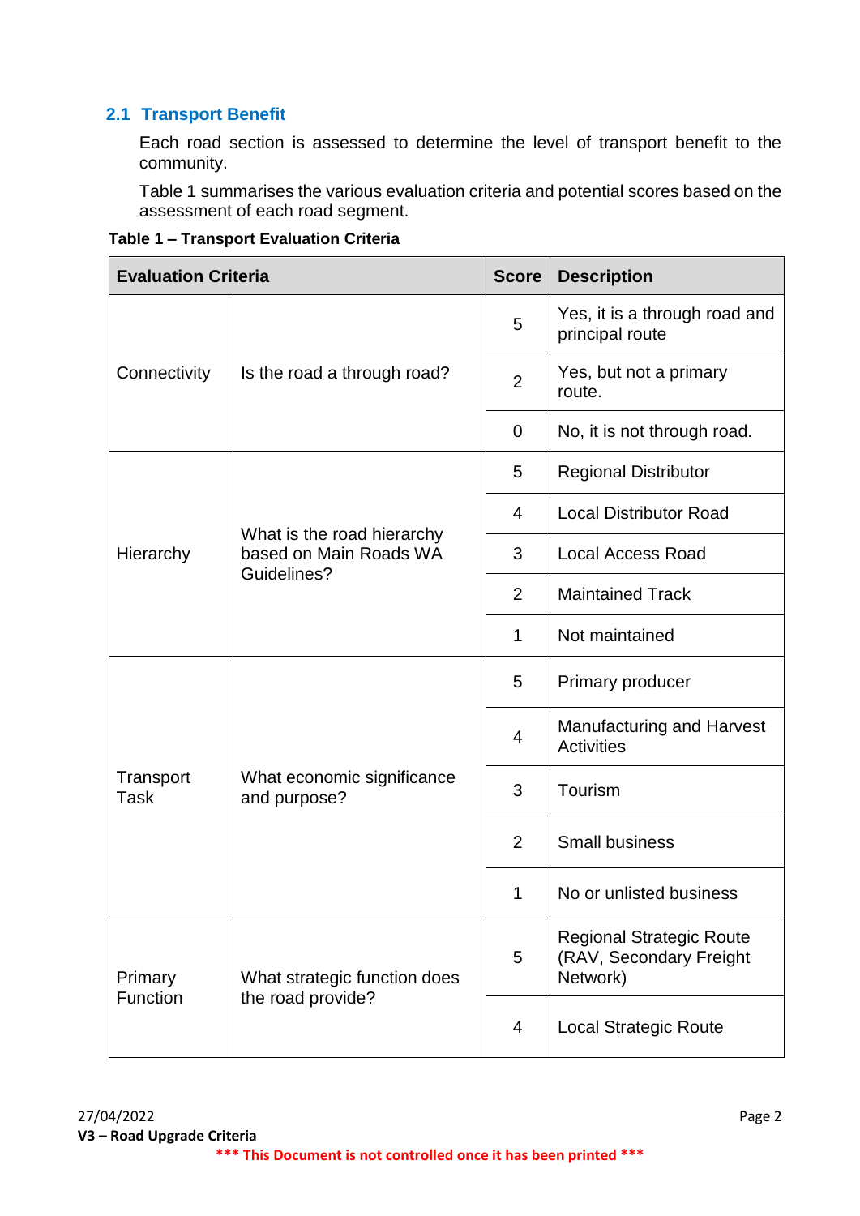## 2.1 Transport Benefit

Each road section is assessed to determine the level of transport benefit to the community.

Table 1 summarises the various evaluation criteria and potential scores based on the assessment of each road segment.

**Table 1 – Transport Evaluation Criteria**

| Evaluation Criteria | | Score | Description |
|---|---|---|---|
| Connectivity | Is the road a through road? | 5 | Yes, it is a through road and principal route |
| | | 2 | Yes, but not a primary route. |
| | | 0 | No, it is not through road. |
| Hierarchy | What is the road hierarchy based on Main Roads WA Guidelines? | 5 | Regional Distributor |
| | | 4 | Local Distributor Road |
| | | 3 | Local Access Road |
| | | 2 | Maintained Track |
| | | 1 | Not maintained |
| Transport Task | What economic significance and purpose? | 5 | Primary producer |
| | | 4 | Manufacturing and Harvest Activities |
| | | 3 | Tourism |
| | | 2 | Small business |
| | | 1 | No or unlisted business |
| Primary Function | What strategic function does the road provide? | 5 | Regional Strategic Route (RAV, Secondary Freight Network) |
| | | 4 | Local Strategic Route |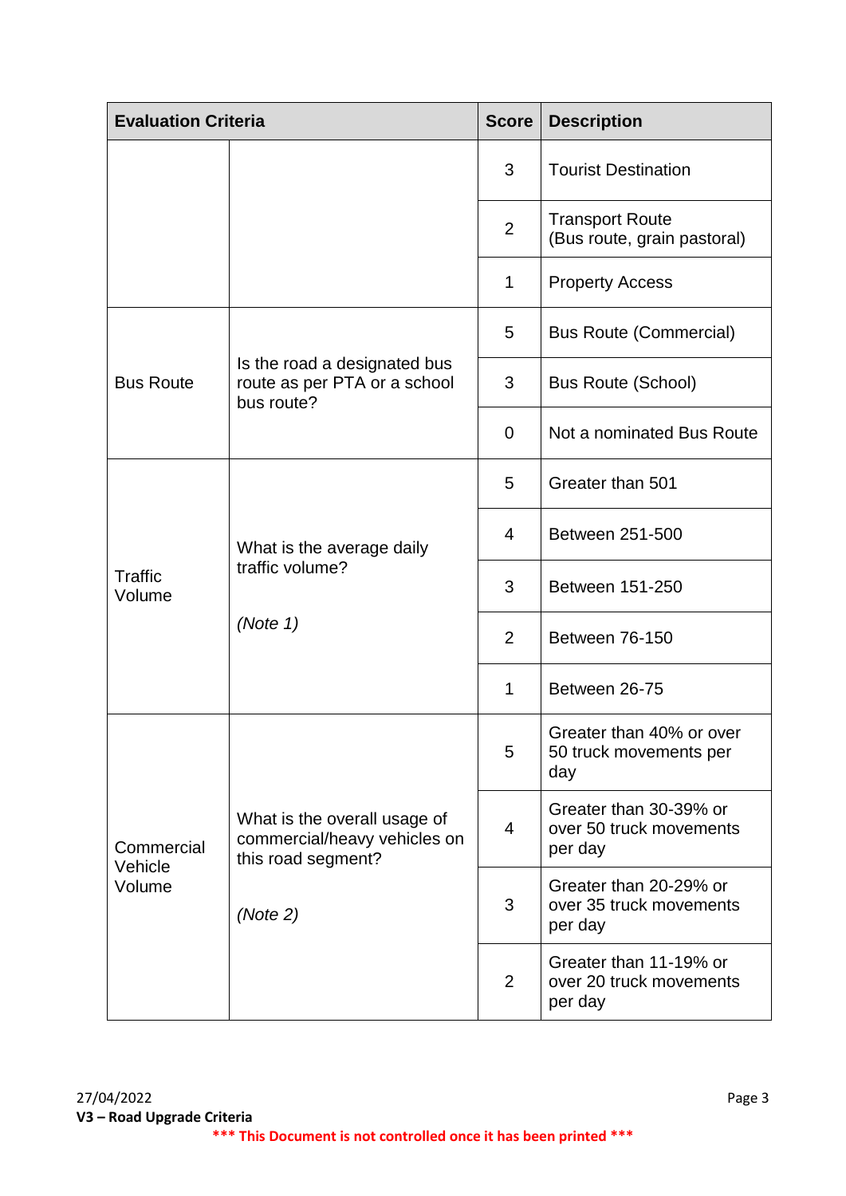| Evaluation Criteria | | Score | Description |
|---|---|---|---|
| | | 3 | Tourist Destination |
| | | 2 | Transport Route (Bus route, grain pastoral) |
| | | 1 | Property Access |
| Bus Route | Is the road a designated bus route as per PTA or a school bus route? | 5 | Bus Route (Commercial) |
| | | 3 | Bus Route (School) |
| | | 0 | Not a nominated Bus Route |
| Traffic Volume | What is the average daily traffic volume? *(Note 1)* | 5 | Greater than 501 |
| | | 4 | Between 251-500 |
| | | 3 | Between 151-250 |
| | | 2 | Between 76-150 |
| | | 1 | Between 26-75 |
| Commercial Vehicle Volume | What is the overall usage of commercial/heavy vehicles on this road segment? *(Note 2)* | 5 | Greater than 40% or over 50 truck movements per day |
| | | 4 | Greater than 30-39% or over 50 truck movements per day |
| | | 3 | Greater than 20-29% or over 35 truck movements per day |
| | | 2 | Greater than 11-19% or over 20 truck movements per day |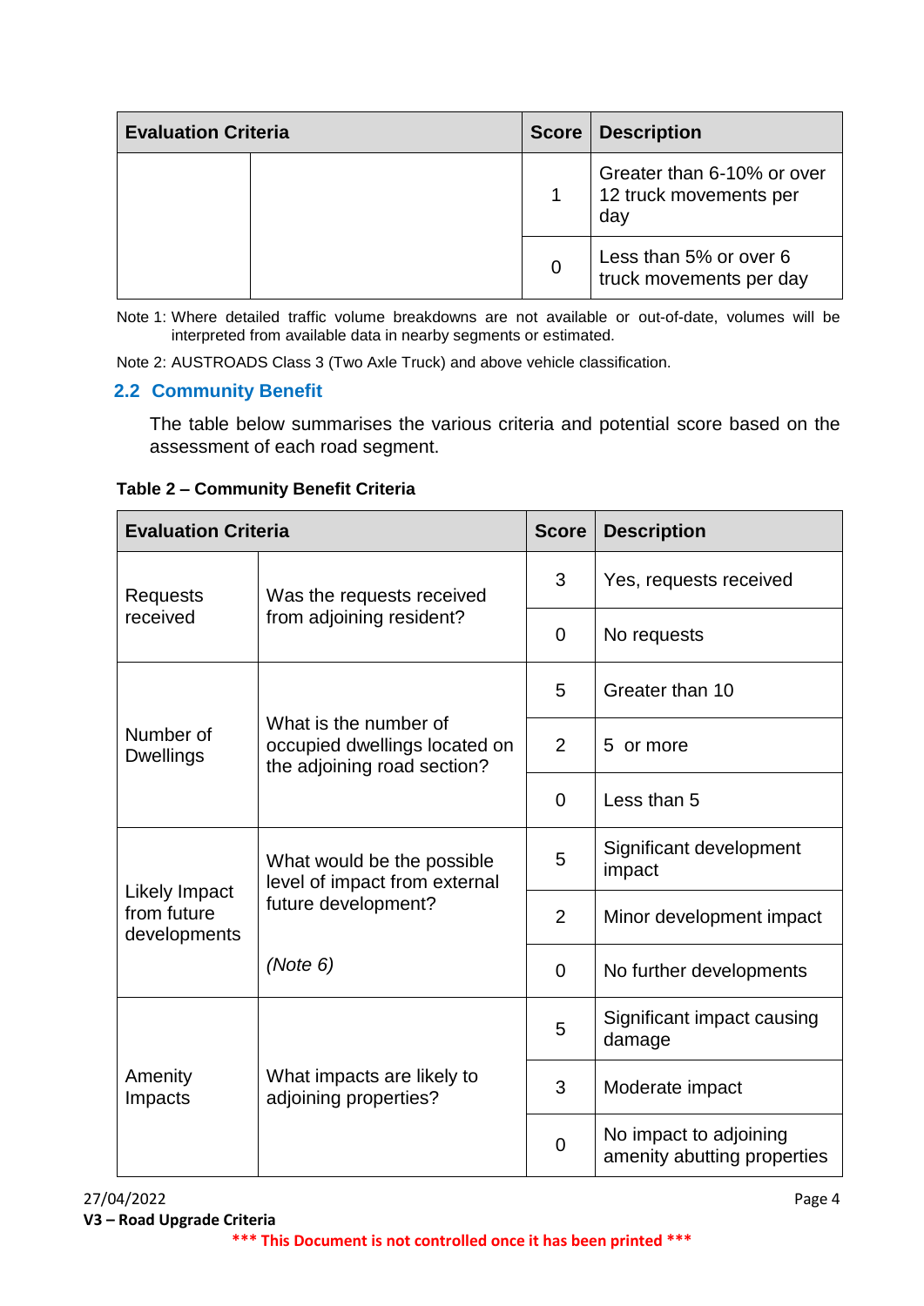| Evaluation Criteria | | Score | Description |
|---|---|---|---|
| | | 1 | Greater than 6-10% or over 12 truck movements per day |
| | | 0 | Less than 5% or over 6 truck movements per day |

Note 1: Where detailed traffic volume breakdowns are not available or out-of-date, volumes will be interpreted from available data in nearby segments or estimated.

Note 2: AUSTROADS Class 3 (Two Axle Truck) and above vehicle classification.

## 2.2 Community Benefit

The table below summarises the various criteria and potential score based on the assessment of each road segment.

**Table 2 – Community Benefit Criteria**

| Evaluation Criteria | | Score | Description |
|---|---|---|---|
| Requests received | Was the requests received from adjoining resident? | 3 | Yes, requests received |
| | | 0 | No requests |
| Number of Dwellings | What is the number of occupied dwellings located on the adjoining road section? | 5 | Greater than 10 |
| | | 2 | 5 or more |
| | | 0 | Less than 5 |
| Likely Impact from future developments | What would be the possible level of impact from external future development? *(Note 6)* | 5 | Significant development impact |
| | | 2 | Minor development impact |
| | | 0 | No further developments |
| Amenity Impacts | What impacts are likely to adjoining properties? | 5 | Significant impact causing damage |
| | | 3 | Moderate impact |
| | | 0 | No impact to adjoining amenity abutting properties |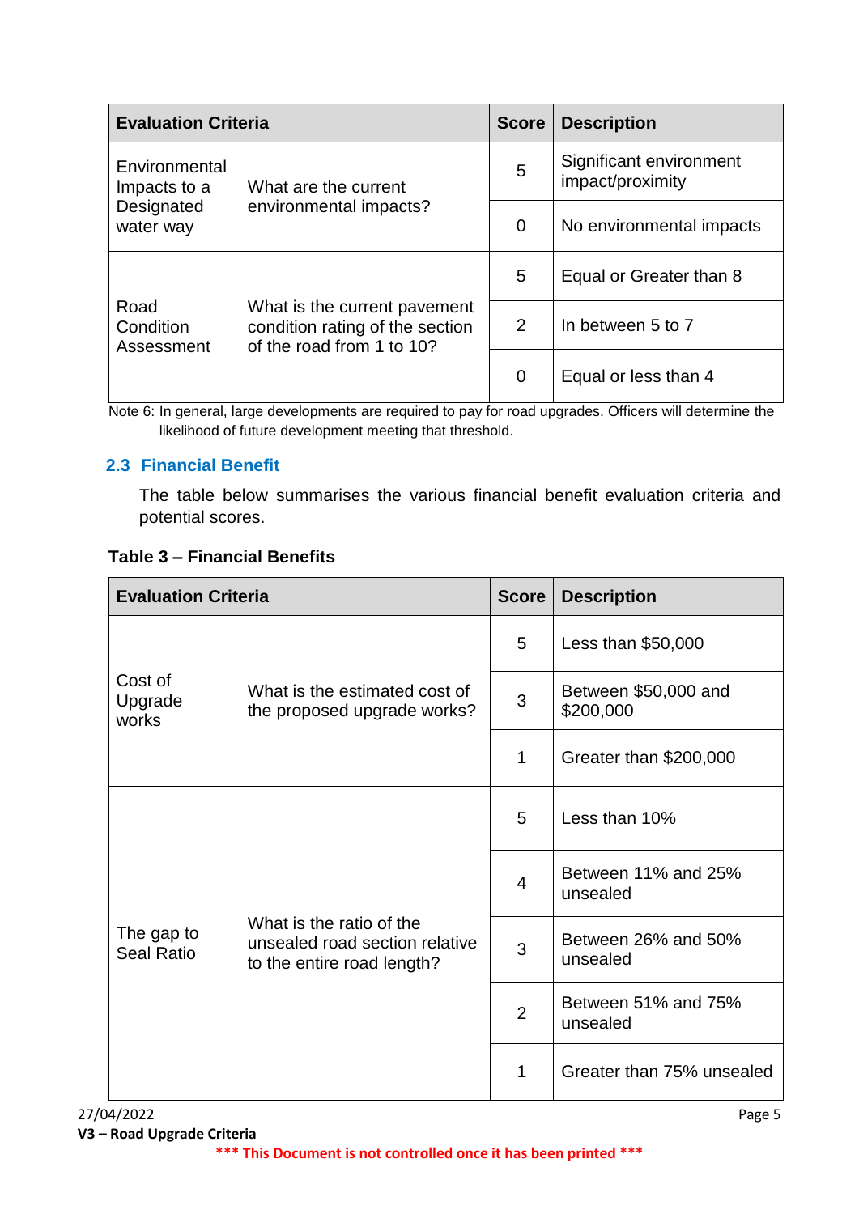| Evaluation Criteria | | Score | Description |
|---|---|---|---|
| Environmental Impacts to a Designated water way | What are the current environmental impacts? | 5 | Significant environment impact/proximity |
| | | 0 | No environmental impacts |
| Road Condition Assessment | What is the current pavement condition rating of the section of the road from 1 to 10? | 5 | Equal or Greater than 8 |
| | | 2 | In between 5 to 7 |
| | | 0 | Equal or less than 4 |

Note 6: In general, large developments are required to pay for road upgrades. Officers will determine the likelihood of future development meeting that threshold.

## 2.3 Financial Benefit

The table below summarises the various financial benefit evaluation criteria and potential scores.

**Table 3 – Financial Benefits**

| Evaluation Criteria | | Score | Description |
|---|---|---|---|
| Cost of Upgrade works | What is the estimated cost of the proposed upgrade works? | 5 | Less than $50,000 |
| | | 3 | Between $50,000 and $200,000 |
| | | 1 | Greater than $200,000 |
| The gap to Seal Ratio | What is the ratio of the unsealed road section relative to the entire road length? | 5 | Less than 10% |
| | | 4 | Between 11% and 25% unsealed |
| | | 3 | Between 26% and 50% unsealed |
| | | 2 | Between 51% and 75% unsealed |
| | | 1 | Greater than 75% unsealed |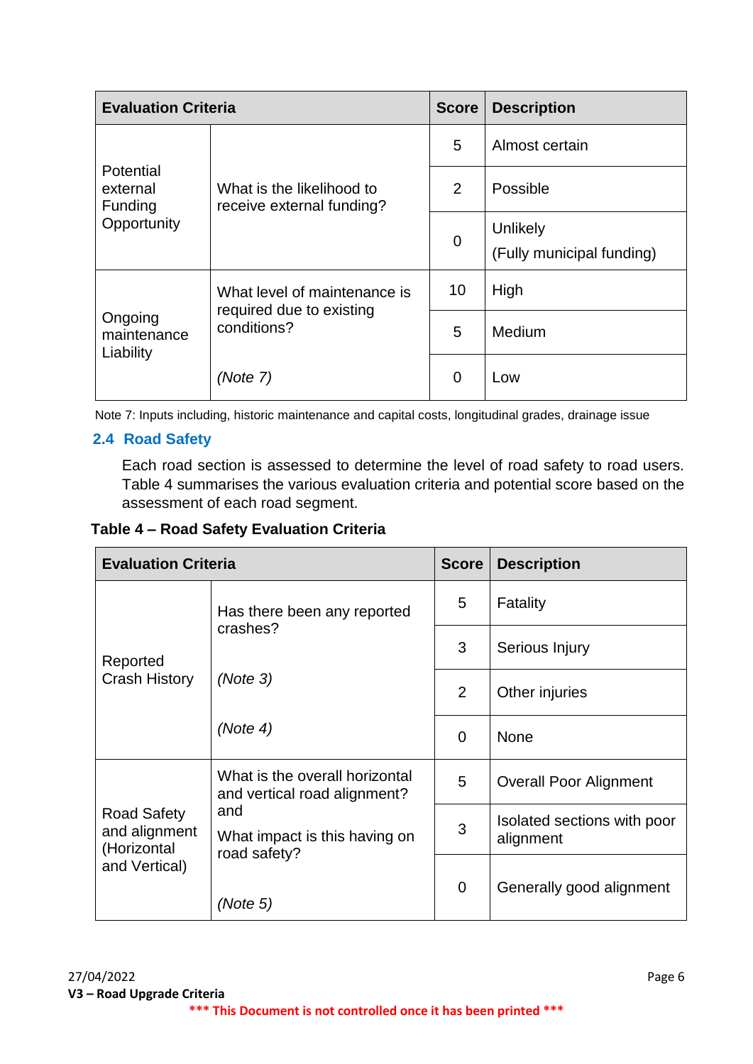| Evaluation Criteria | | Score | Description |
|---|---|---|---|
| Potential external Funding Opportunity | What is the likelihood to receive external funding? | 5 | Almost certain |
| | | 2 | Possible |
| | | 0 | Unlikely (Fully municipal funding) |
| Ongoing maintenance Liability | What level of maintenance is required due to existing conditions? *(Note 7)* | 10 | High |
| | | 5 | Medium |
| | | 0 | Low |

Note 7: Inputs including, historic maintenance and capital costs, longitudinal grades, drainage issue

## 2.4 Road Safety

Each road section is assessed to determine the level of road safety to road users. Table 4 summarises the various evaluation criteria and potential score based on the assessment of each road segment.

**Table 4 – Road Safety Evaluation Criteria**

| Evaluation Criteria | | Score | Description |
|---|---|---|---|
| Reported Crash History | Has there been any reported crashes? *(Note 3)* *(Note 4)* | 5 | Fatality |
| | | 3 | Serious Injury |
| | | 2 | Other injuries |
| | | 0 | None |
| Road Safety and alignment (Horizontal and Vertical) | What is the overall horizontal and vertical road alignment? and What impact is this having on road safety? *(Note 5)* | 5 | Overall Poor Alignment |
| | | 3 | Isolated sections with poor alignment |
| | | 0 | Generally good alignment |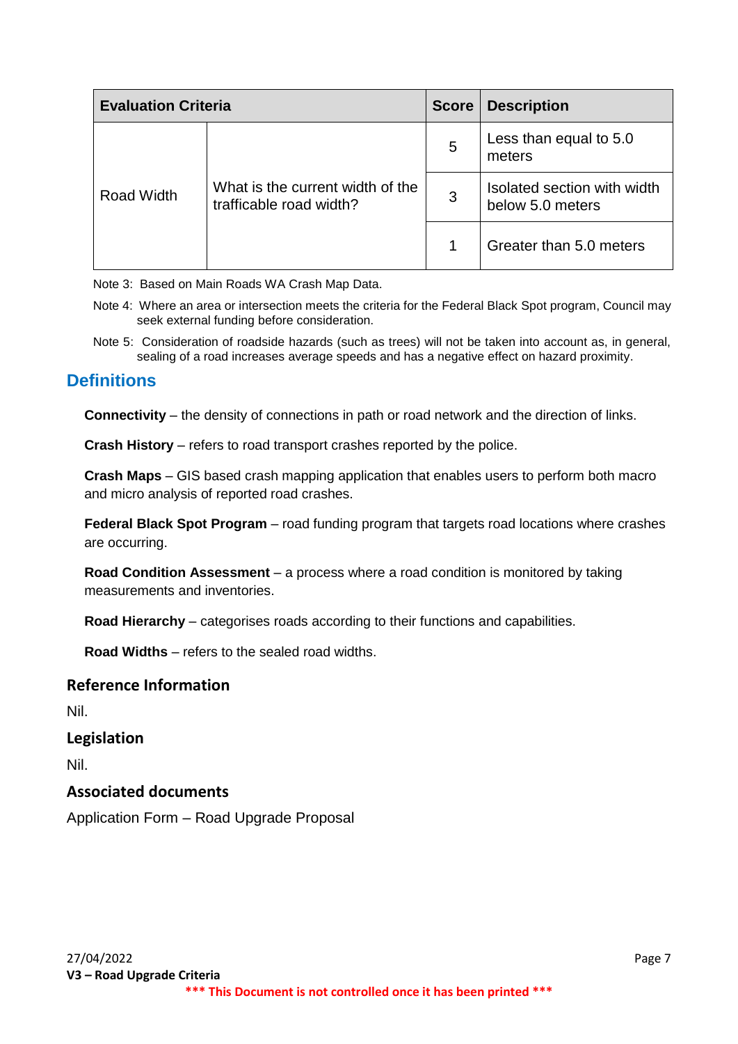| Evaluation Criteria | | Score | Description |
|---|---|---|---|
| Road Width | What is the current width of the trafficable road width? | 5 | Less than equal to 5.0 meters |
| | | 3 | Isolated section with width below 5.0 meters |
| | | 1 | Greater than 5.0 meters |

Note 3: Based on Main Roads WA Crash Map Data.

Note 4: Where an area or intersection meets the criteria for the Federal Black Spot program, Council may seek external funding before consideration.

Note 5: Consideration of roadside hazards (such as trees) will not be taken into account as, in general, sealing of a road increases average speeds and has a negative effect on hazard proximity.

## Definitions

**Connectivity** – the density of connections in path or road network and the direction of links.

**Crash History** – refers to road transport crashes reported by the police.

**Crash Maps** – GIS based crash mapping application that enables users to perform both macro and micro analysis of reported road crashes.

**Federal Black Spot Program** – road funding program that targets road locations where crashes are occurring.

**Road Condition Assessment** – a process where a road condition is monitored by taking measurements and inventories.

**Road Hierarchy** – categorises roads according to their functions and capabilities.

**Road Widths** – refers to the sealed road widths.

## Reference Information

Nil.

## Legislation

Nil.

## Associated documents

Application Form – Road Upgrade Proposal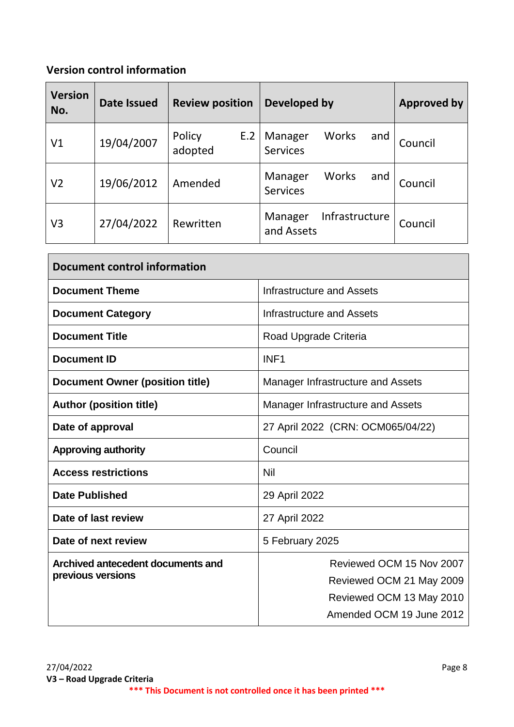## Version control information

| Version No. | Date Issued | Review position | Developed by | Approved by |
|---|---|---|---|---|
| V1 | 19/04/2007 | Policy E.2 adopted | Manager Works and Services | Council |
| V2 | 19/06/2012 | Amended | Manager Works and Services | Council |
| V3 | 27/04/2022 | Rewritten | Manager Infrastructure and Assets | Council |

| Document control information | |
|---|---|
| **Document Theme** | Infrastructure and Assets |
| **Document Category** | Infrastructure and Assets |
| **Document Title** | Road Upgrade Criteria |
| **Document ID** | INF1 |
| **Document Owner (position title)** | Manager Infrastructure and Assets |
| **Author (position title)** | Manager Infrastructure and Assets |
| **Date of approval** | 27 April 2022 (CRN: OCM065/04/22) |
| **Approving authority** | Council |
| **Access restrictions** | Nil |
| **Date Published** | 29 April 2022 |
| **Date of last review** | 27 April 2022 |
| **Date of next review** | 5 February 2025 |
| **Archived antecedent documents and previous versions** | Reviewed OCM 15 Nov 2007<br>Reviewed OCM 21 May 2009<br>Reviewed OCM 13 May 2010<br>Amended OCM 19 June 2012 |